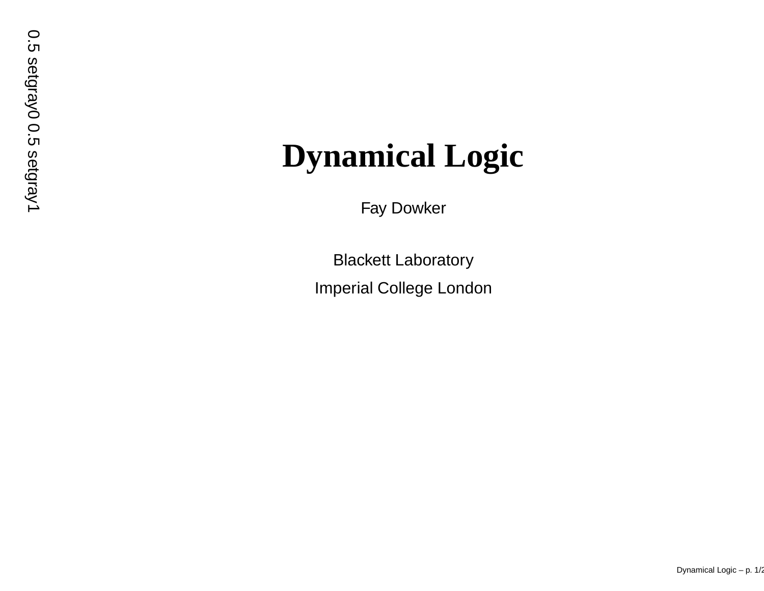# Dynamical Logic

Fay Dowker

Blackett Laboratory

Imperial College London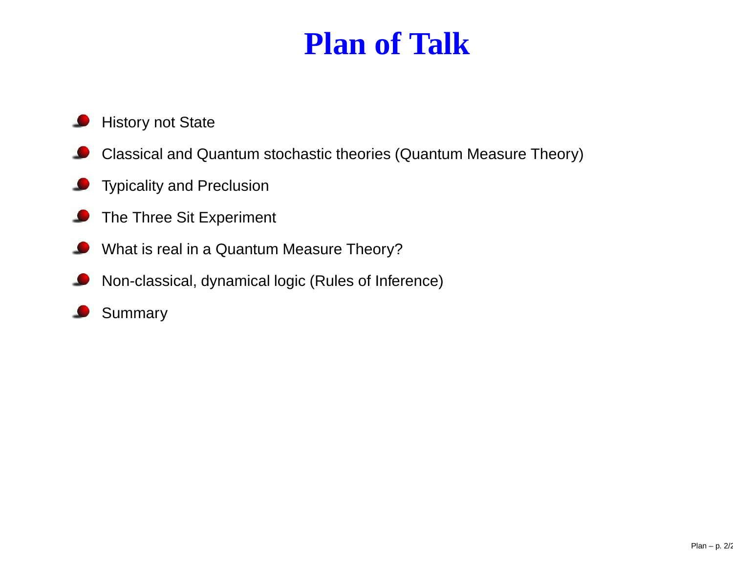# Plan of Talk

- History not State
- Classical and Quantum stochastic theories (Quantum Measure Theory)
- Typicality and Preclusion
- The Three Sit Experiment
- What is real in a Quantum Measure Theory?
- Non-classical, dynamical logic (Rules of Inference)
- Summary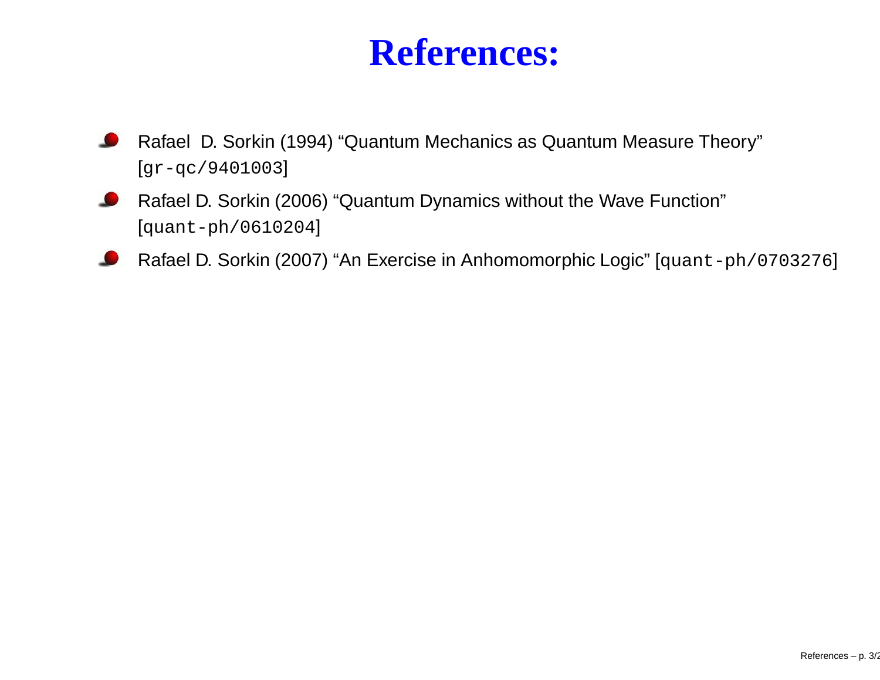# References:

- Rafael D. Sorkin (1994) “Quantum Mechanics as Quantum Measure Theory” [gr-qc/9401003]
- Rafael D. Sorkin (2006) “Quantum Dynamics without the Wave Function” [quant-ph/0610204]
- Rafael D. Sorkin (2007) “An Exercise in Anhomomorphic Logic” [quant-ph/0703276]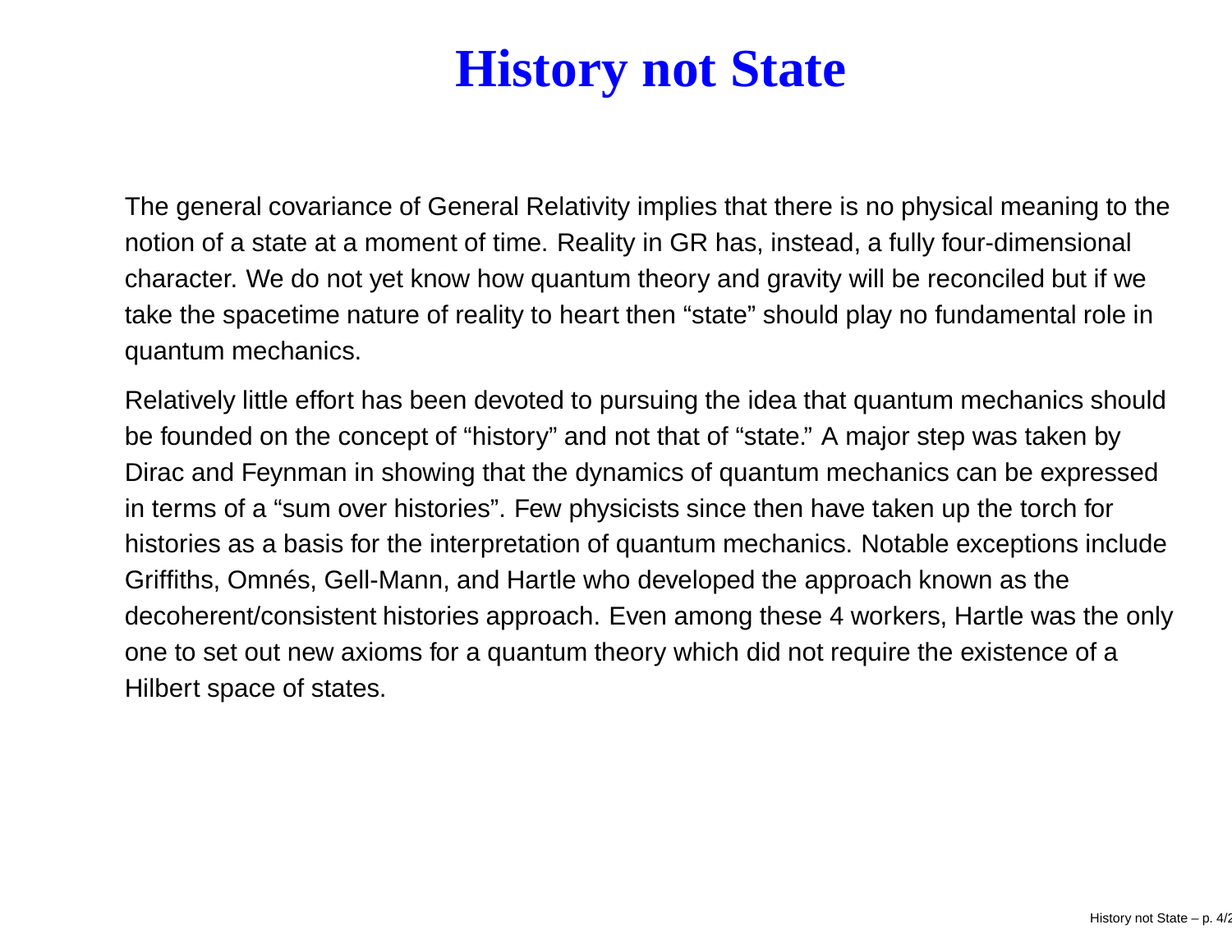# History not State

The general covariance of General Relativity implies that there is no physical meaning to the notion of a state at a moment of time. Reality in GR has, instead, a fully four-dimensional character. We do not yet know how quantum theory and gravity will be reconciled but if we take the spacetime nature of reality to heart then "state" should play no fundamental role in quantum mechanics.

Relatively little effort has been devoted to pursuing the idea that quantum mechanics should be founded on the concept of "history" and not that of "state." A major step was taken by Dirac and Feynman in showing that the dynamics of quantum mechanics can be expressed in terms of a "sum over histories". Few physicists since then have taken up the torch for histories as a basis for the interpretation of quantum mechanics. Notable exceptions include Griffiths, Omnés, Gell-Mann, and Hartle who developed the approach known as the decoherent/consistent histories approach. Even among these 4 workers, Hartle was the only one to set out new axioms for a quantum theory which did not require the existence of a Hilbert space of states.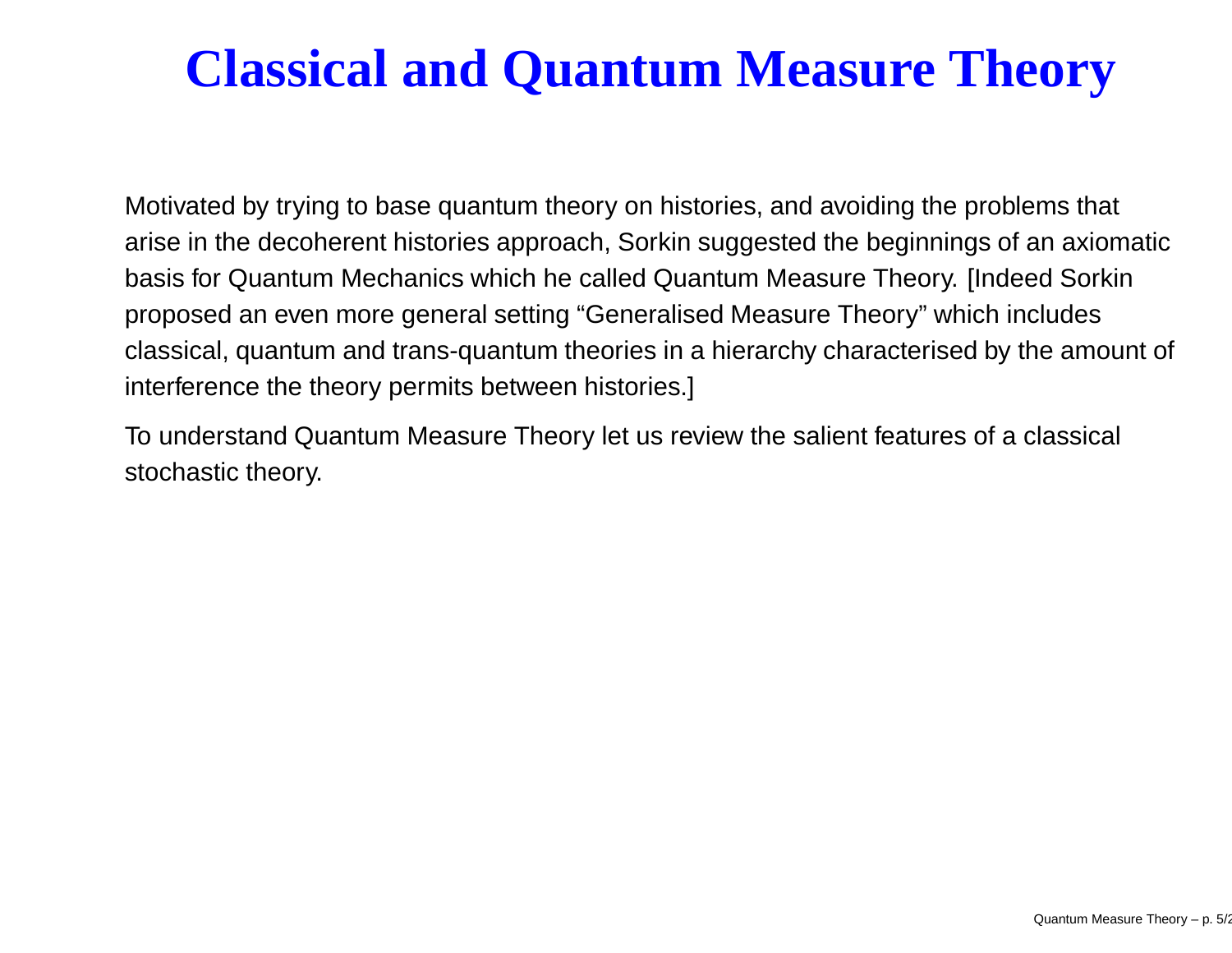# Classical and Quantum Measure Theory

Motivated by trying to base quantum theory on histories, and avoiding the problems that arise in the decoherent histories approach, Sorkin suggested the beginnings of an axiomatic basis for Quantum Mechanics which he called Quantum Measure Theory. [Indeed Sorkin proposed an even more general setting "Generalised Measure Theory" which includes classical, quantum and trans-quantum theories in a hierarchy characterised by the amount of interference the theory permits between histories.]

To understand Quantum Measure Theory let us review the salient features of a classical stochastic theory.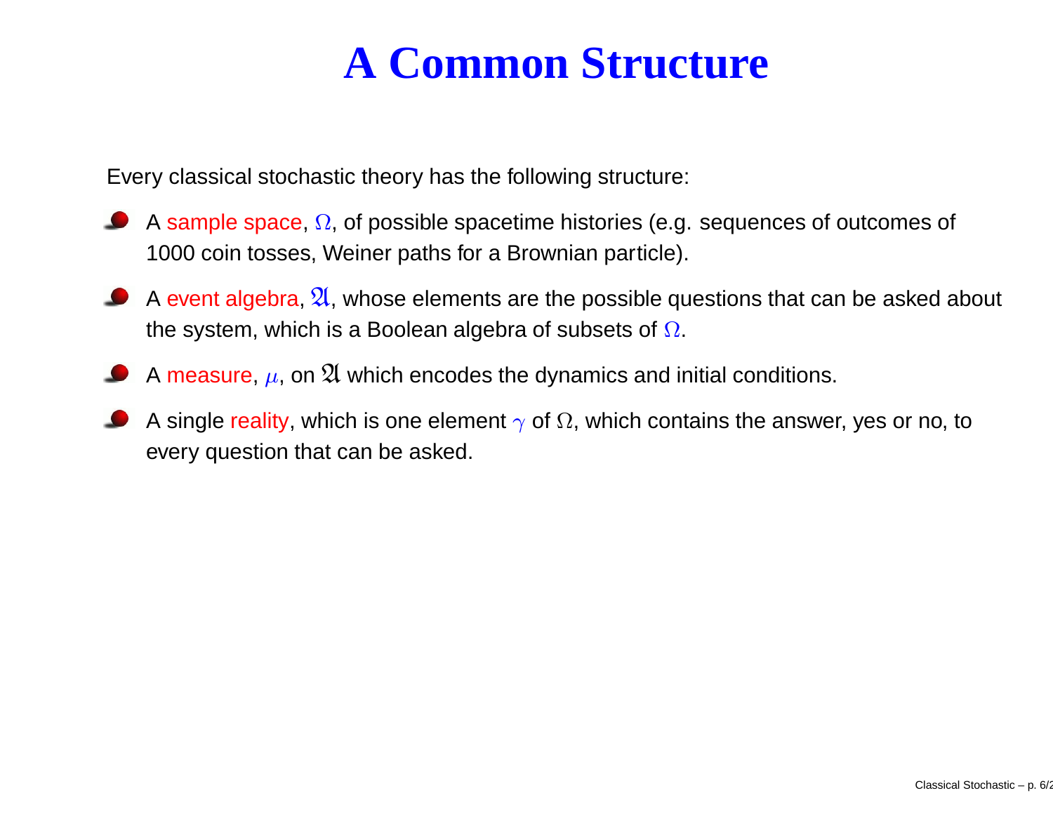# A Common Structure

Every classical stochastic theory has the following structure:

- A sample space, $\Omega$, of possible spacetime histories (e.g. sequences of outcomes of 1000 coin tosses, Weiner paths for a Brownian particle).
- A event algebra, $\mathfrak{A}$, whose elements are the possible questions that can be asked about the system, which is a Boolean algebra of subsets of $\Omega$.
- A measure, $\mu$, on $\mathfrak{A}$ which encodes the dynamics and initial conditions.
- A single reality, which is one element $\gamma$ of $\Omega$, which contains the answer, yes or no, to every question that can be asked.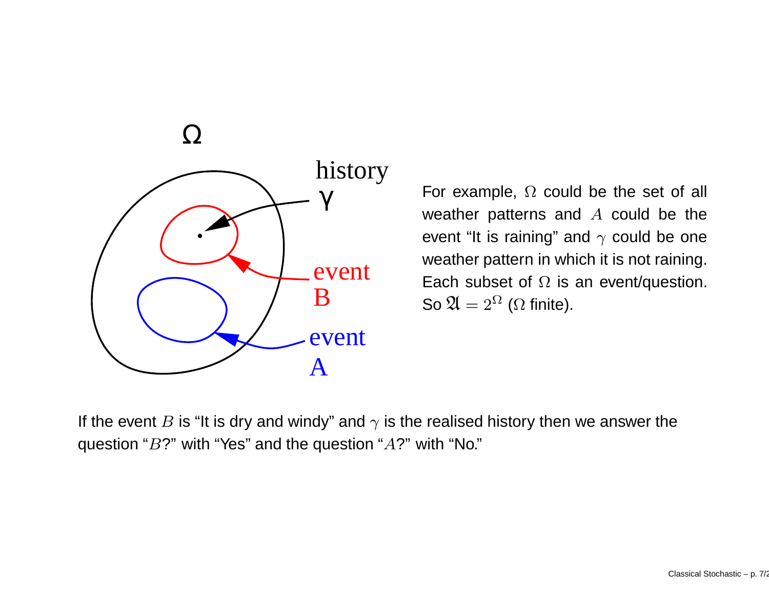For example, $\Omega$ could be the set of all weather patterns and $A$ could be the event "It is raining" and $\gamma$ could be one weather pattern in which it is not raining. Each subset of $\Omega$ is an event/question. So $\mathfrak{A} = 2^{\Omega}$ ($\Omega$ finite).

If the event $B$ is "It is dry and windy" and $\gamma$ is the realised history then we answer the question "$B$?" with "Yes" and the question "$A$?" with "No."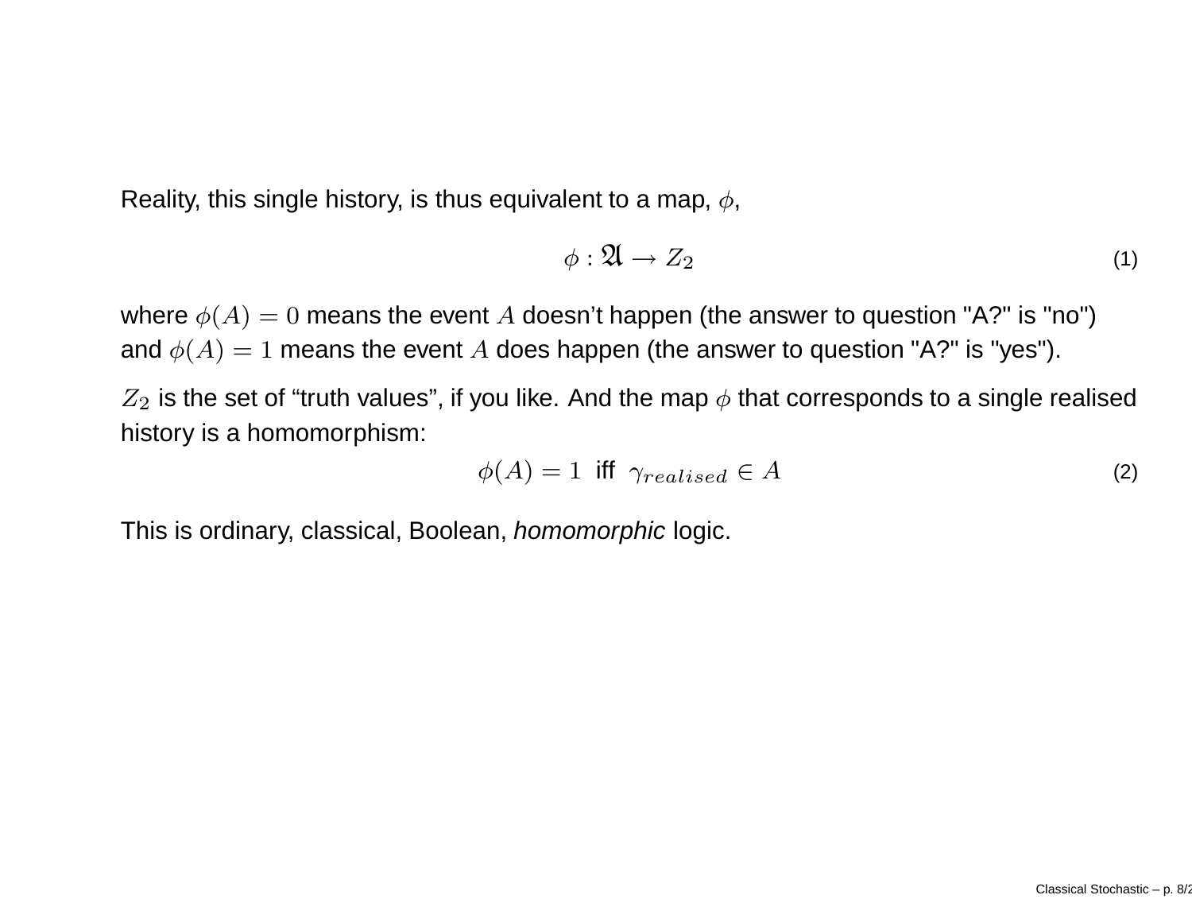Reality, this single history, is thus equivalent to a map, $\phi$,

$$\phi : \mathfrak{A} \to Z_2 \tag{1}$$

where $\phi(A) = 0$ means the event $A$ doesn't happen (the answer to question "A?" is "no") and $\phi(A) = 1$ means the event $A$ does happen (the answer to question "A?" is "yes").

$Z_2$ is the set of "truth values", if you like. And the map $\phi$ that corresponds to a single realised history is a homomorphism:

$$\phi(A) = 1 \text{ iff } \gamma_{realised} \in A \tag{2}$$

This is ordinary, classical, Boolean, *homomorphic* logic.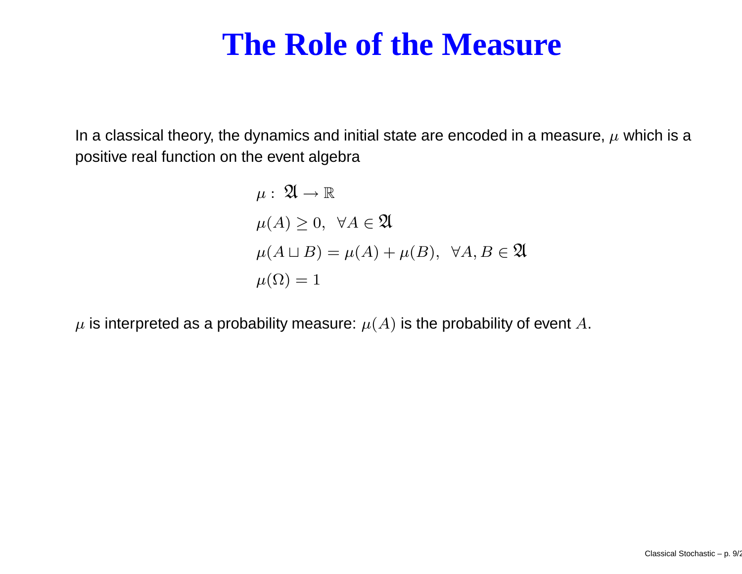# The Role of the Measure

In a classical theory, the dynamics and initial state are encoded in a measure, $\mu$ which is a positive real function on the event algebra

$$
\begin{aligned}
&\mu : \ \mathfrak{A} \to \mathbb{R} \\
&\mu(A) \geq 0, \ \ \forall A \in \mathfrak{A} \\
&\mu(A \sqcup B) = \mu(A) + \mu(B), \ \ \forall A, B \in \mathfrak{A} \\
&\mu(\Omega) = 1
\end{aligned}
$$

$\mu$ is interpreted as a probability measure: $\mu(A)$ is the probability of event $A$.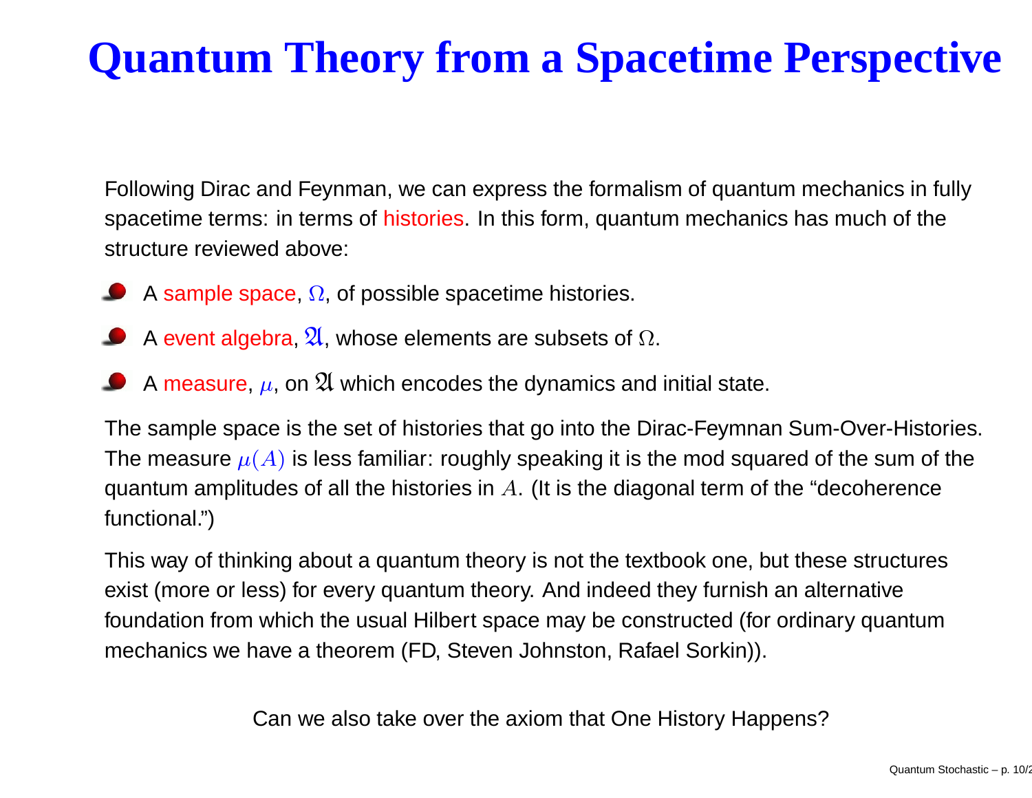# Quantum Theory from a Spacetime Perspective

Following Dirac and Feynman, we can express the formalism of quantum mechanics in fully spacetime terms: in terms of histories. In this form, quantum mechanics has much of the structure reviewed above:

- A sample space, $\Omega$, of possible spacetime histories.
- A event algebra, $\mathfrak{A}$, whose elements are subsets of $\Omega$.
- A measure, $\mu$, on $\mathfrak{A}$ which encodes the dynamics and initial state.

The sample space is the set of histories that go into the Dirac-Feymnan Sum-Over-Histories. The measure $\mu(A)$ is less familiar: roughly speaking it is the mod squared of the sum of the quantum amplitudes of all the histories in $A$. (It is the diagonal term of the "decoherence functional.")

This way of thinking about a quantum theory is not the textbook one, but these structures exist (more or less) for every quantum theory. And indeed they furnish an alternative foundation from which the usual Hilbert space may be constructed (for ordinary quantum mechanics we have a theorem (FD, Steven Johnston, Rafael Sorkin)).

Can we also take over the axiom that One History Happens?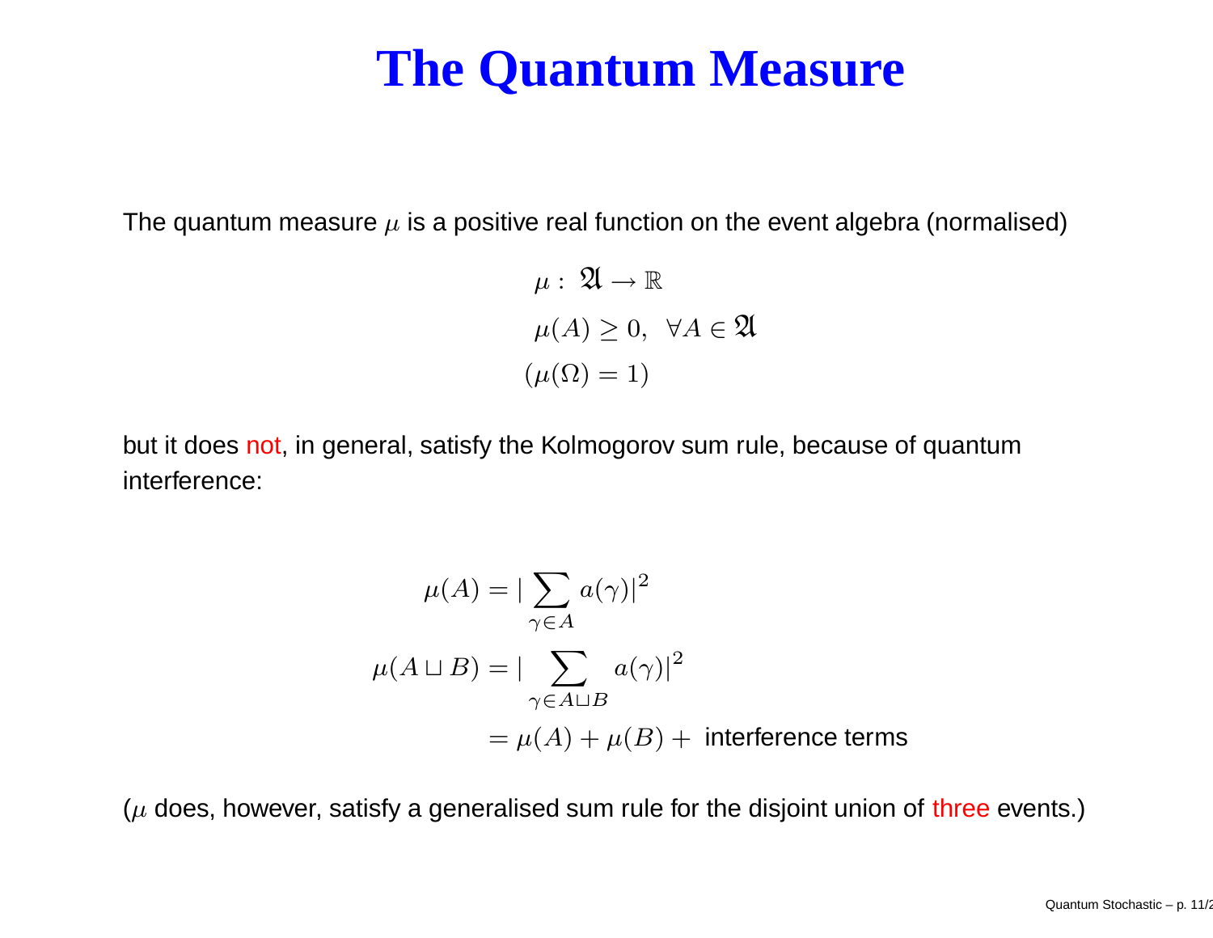# The Quantum Measure

The quantum measure $\mu$ is a positive real function on the event algebra (normalised)

$$
\begin{aligned}
&\mu : \mathfrak{A} \to \mathbb{R} \\
&\mu(A) \geq 0, \ \ \forall A \in \mathfrak{A} \\
&(\mu(\Omega) = 1)
\end{aligned}
$$

but it does not, in general, satisfy the Kolmogorov sum rule, because of quantum interference:

$$
\begin{aligned}
\mu(A) &= |\sum_{\gamma \in A} a(\gamma)|^2 \\
\mu(A \sqcup B) &= |\sum_{\gamma \in A \sqcup B} a(\gamma)|^2 \\
&= \mu(A) + \mu(B) + \text{ interference terms}
\end{aligned}
$$

($\mu$ does, however, satisfy a generalised sum rule for the disjoint union of three events.)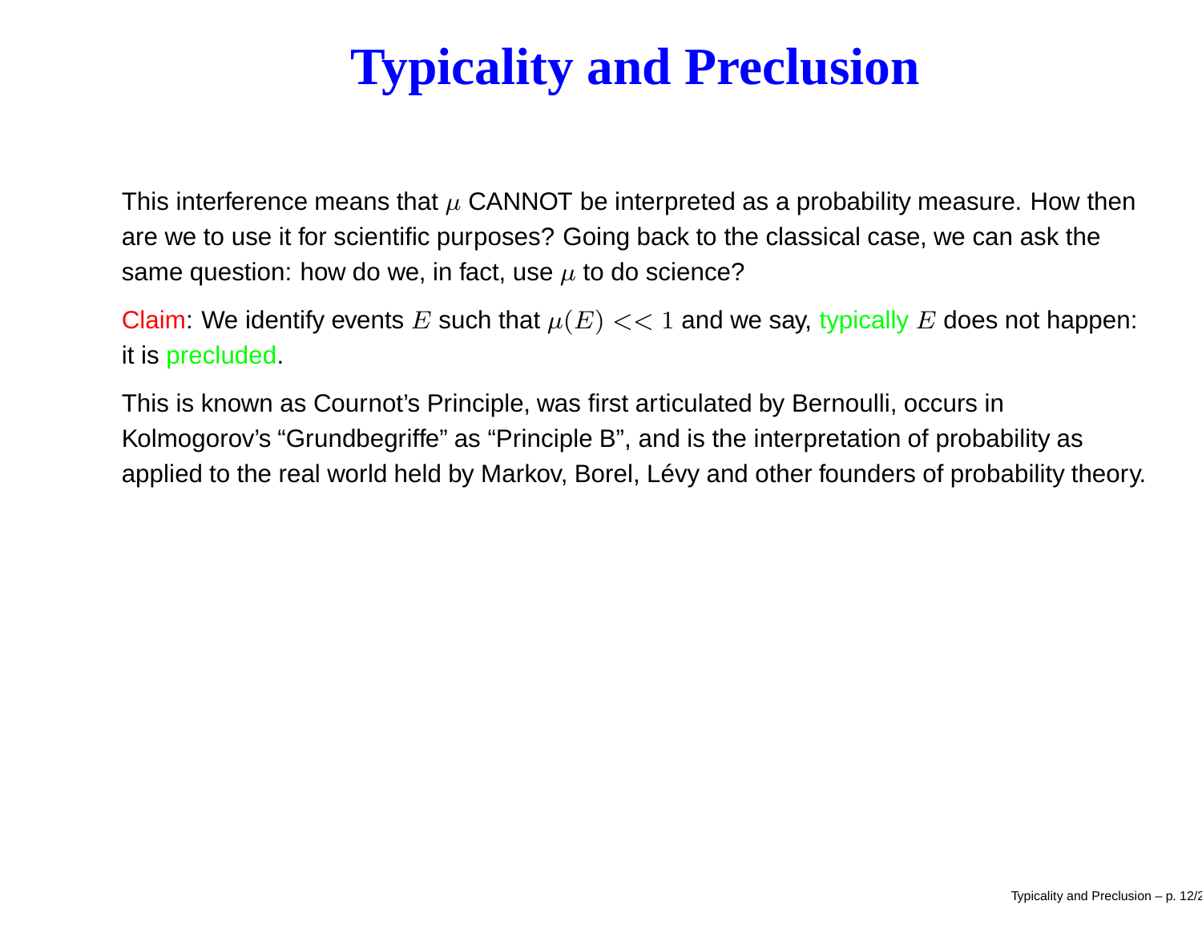# Typicality and Preclusion

This interference means that $\mu$ CANNOT be interpreted as a probability measure. How then are we to use it for scientific purposes? Going back to the classical case, we can ask the same question: how do we, in fact, use $\mu$ to do science?

Claim: We identify events $E$ such that $\mu(E) << 1$ and we say, typically $E$ does not happen: it is precluded.

This is known as Cournot's Principle, was first articulated by Bernoulli, occurs in Kolmogorov's "Grundbegriffe" as "Principle B", and is the interpretation of probability as applied to the real world held by Markov, Borel, Lévy and other founders of probability theory.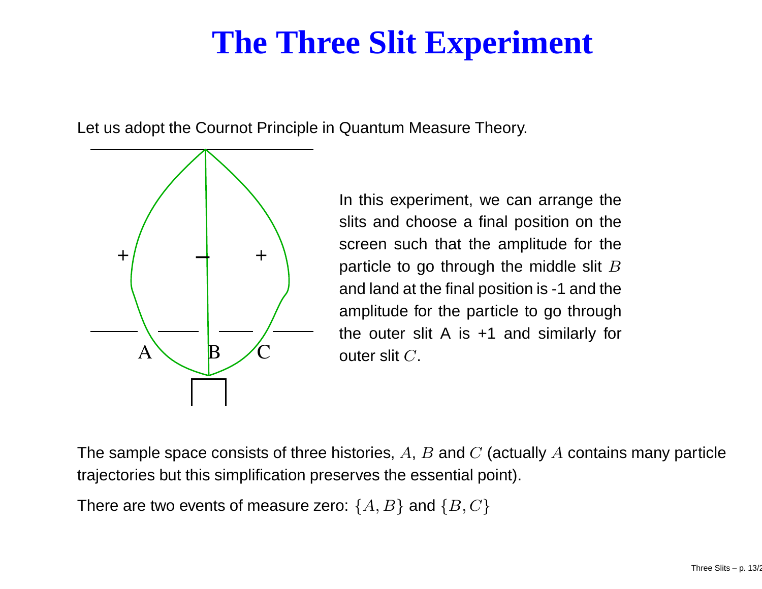# The Three Slit Experiment

Let us adopt the Cournot Principle in Quantum Measure Theory.

In this experiment, we can arrange the slits and choose a final position on the screen such that the amplitude for the particle to go through the middle slit $B$ and land at the final position is -1 and the amplitude for the particle to go through the outer slit A is +1 and similarly for outer slit $C$.

The sample space consists of three histories, $A$, $B$ and $C$ (actually $A$ contains many particle trajectories but this simplification preserves the essential point).

There are two events of measure zero: $\{A, B\}$ and $\{B, C\}$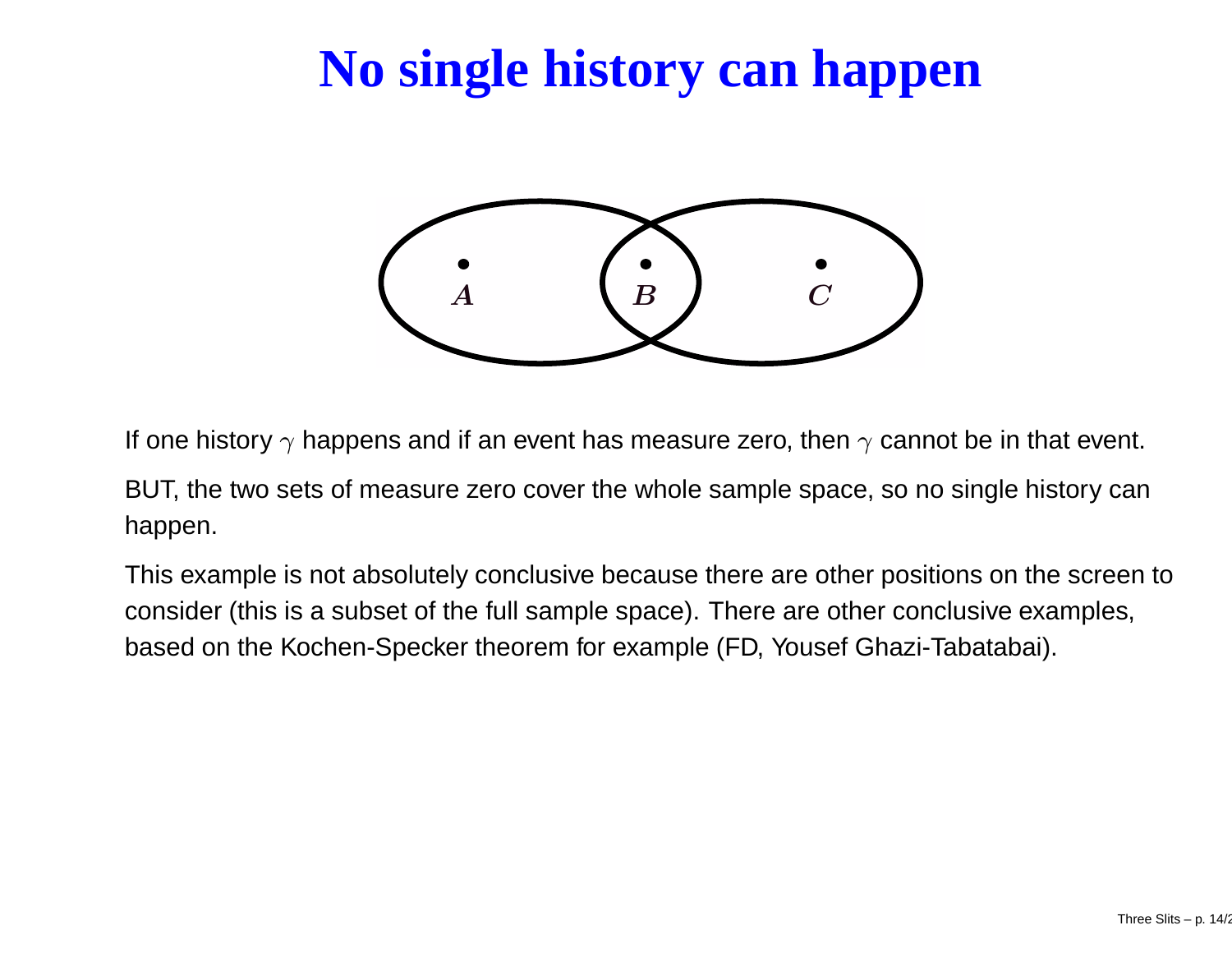# No single history can happen

If one history $\gamma$ happens and if an event has measure zero, then $\gamma$ cannot be in that event.

BUT, the two sets of measure zero cover the whole sample space, so no single history can happen.

This example is not absolutely conclusive because there are other positions on the screen to consider (this is a subset of the full sample space). There are other conclusive examples, based on the Kochen-Specker theorem for example (FD, Yousef Ghazi-Tabatabai).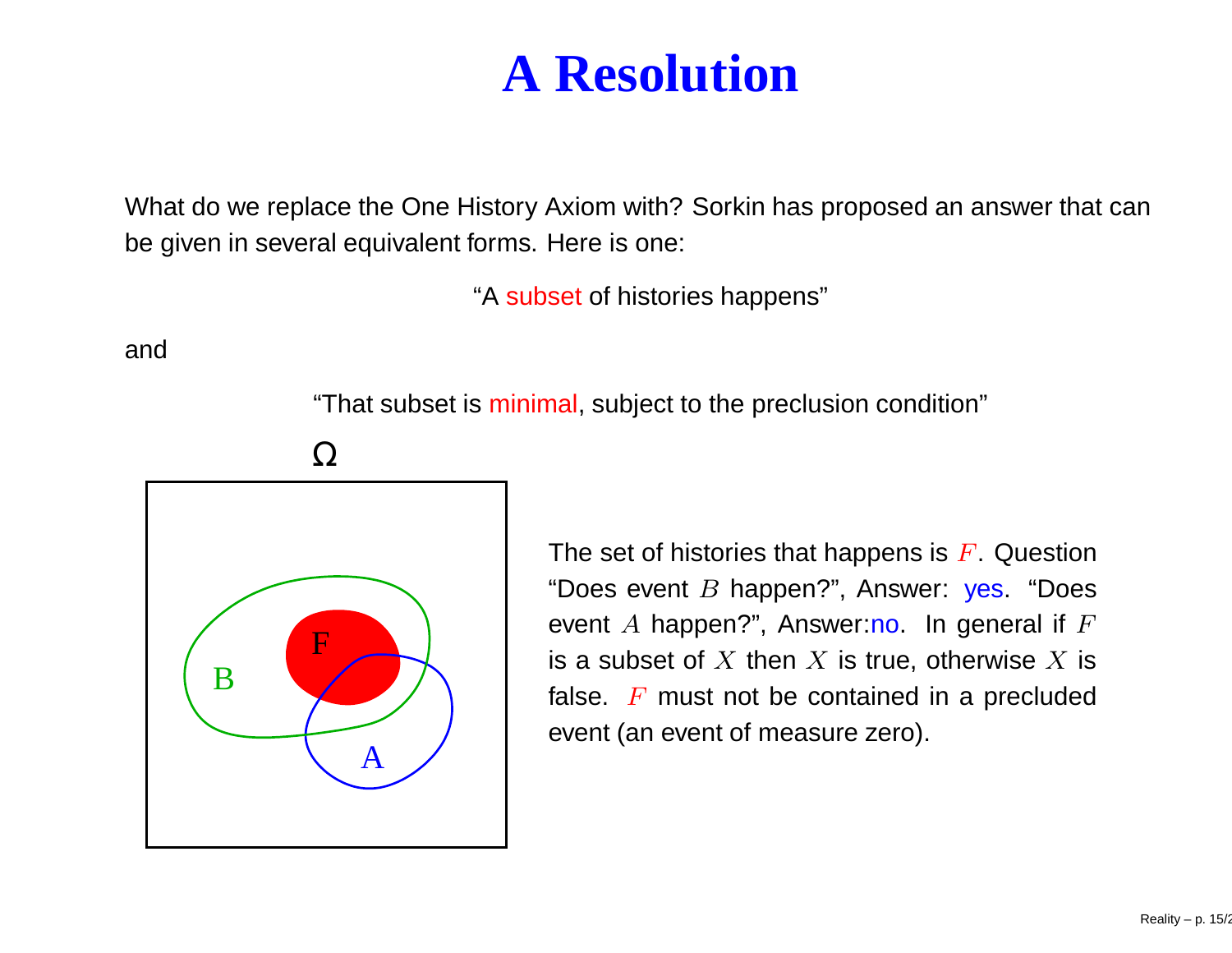# A Resolution

What do we replace the One History Axiom with? Sorkin has proposed an answer that can be given in several equivalent forms. Here is one:

"A subset of histories happens"

and

"That subset is minimal, subject to the preclusion condition"

The set of histories that happens is $F$. Question "Does event $B$ happen?", Answer: yes. "Does event $A$ happen?", Answer: no. In general if $F$ is a subset of $X$ then $X$ is true, otherwise $X$ is false. $F$ must not be contained in a precluded event (an event of measure zero).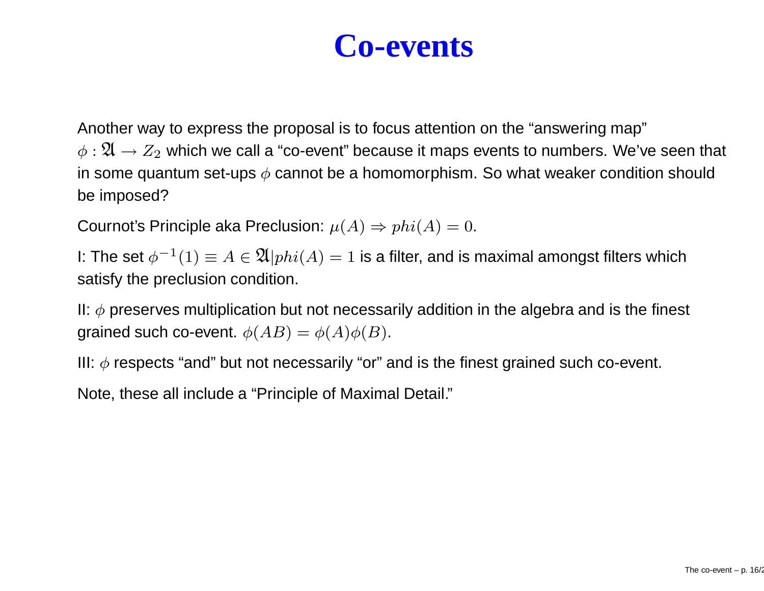# Co-events

Another way to express the proposal is to focus attention on the "answering map" $\phi : \mathfrak{A} \to Z_2$ which we call a "co-event" because it maps events to numbers. We've seen that in some quantum set-ups $\phi$ cannot be a homomorphism. So what weaker condition should be imposed?

Cournot's Principle aka Preclusion: $\mu(A) \Rightarrow phi(A) = 0$.

I: The set $\phi^{-1}(1) \equiv A \in \mathfrak{A} | phi(A) = 1$ is a filter, and is maximal amongst filters which satisfy the preclusion condition.

II: $\phi$ preserves multiplication but not necessarily addition in the algebra and is the finest grained such co-event. $\phi(AB) = \phi(A)\phi(B)$.

III: $\phi$ respects "and" but not necessarily "or" and is the finest grained such co-event.

Note, these all include a "Principle of Maximal Detail."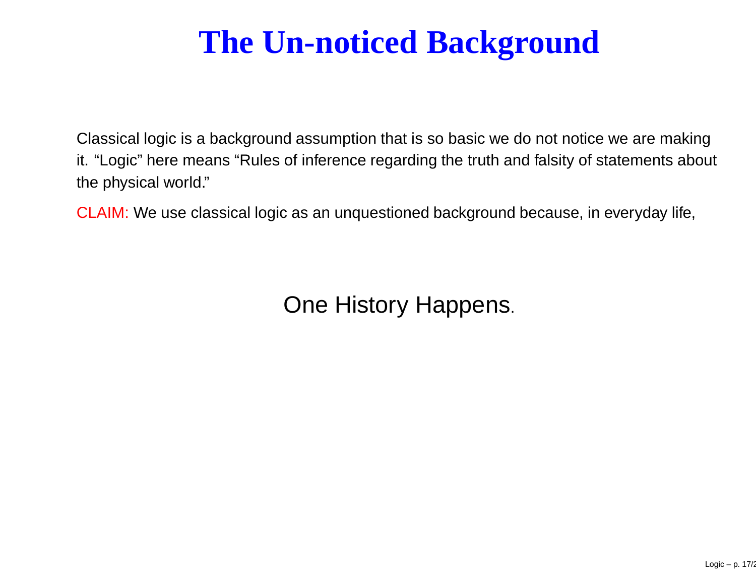# The Un-noticed Background

Classical logic is a background assumption that is so basic we do not notice we are making it. “Logic” here means “Rules of inference regarding the truth and falsity of statements about the physical world.”

CLAIM: We use classical logic as an unquestioned background because, in everyday life,

One History Happens.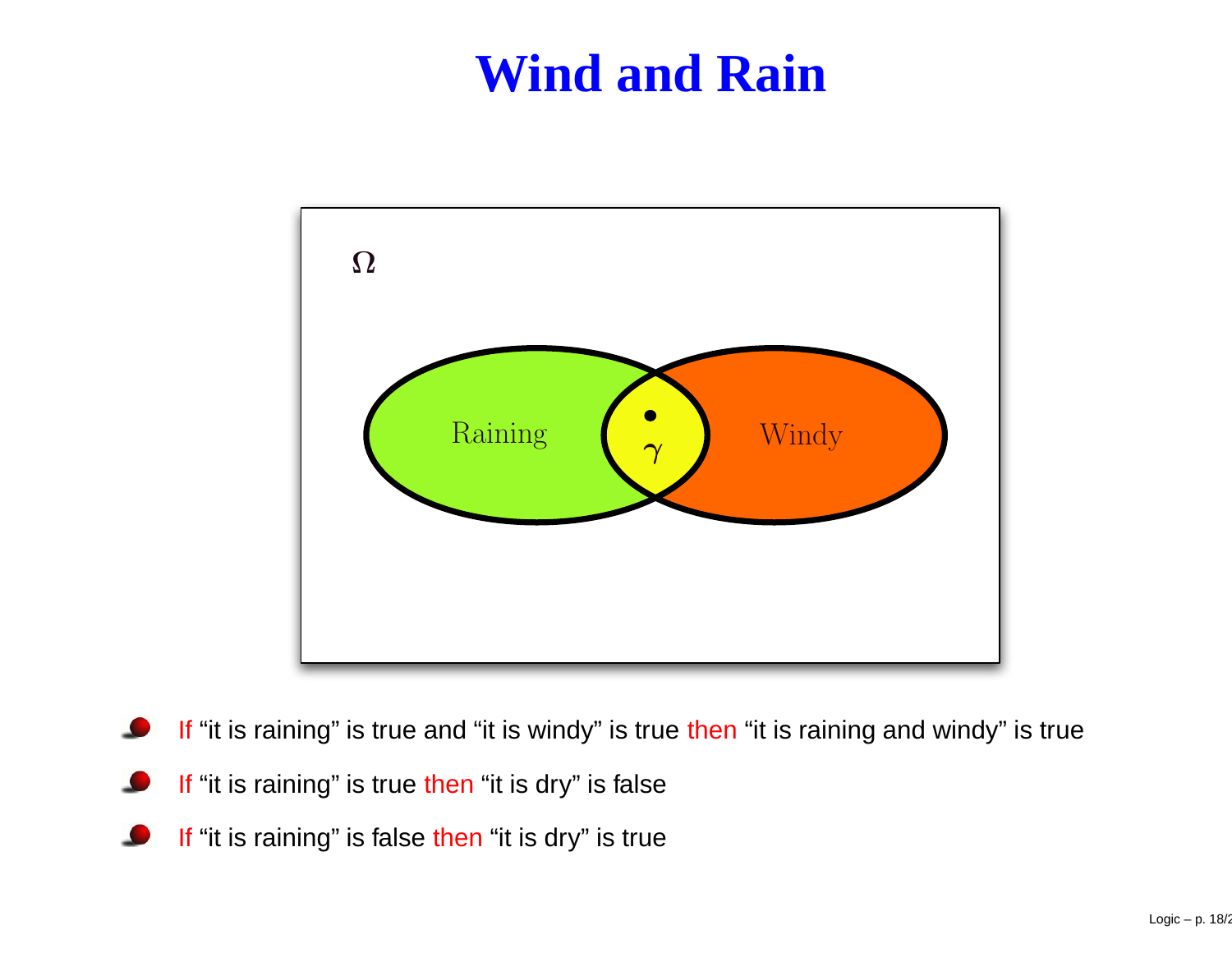# Wind and Rain

- If "it is raining" is true and "it is windy" is true then "it is raining and windy" is true
- If "it is raining" is true then "it is dry" is false
- If "it is raining" is false then "it is dry" is true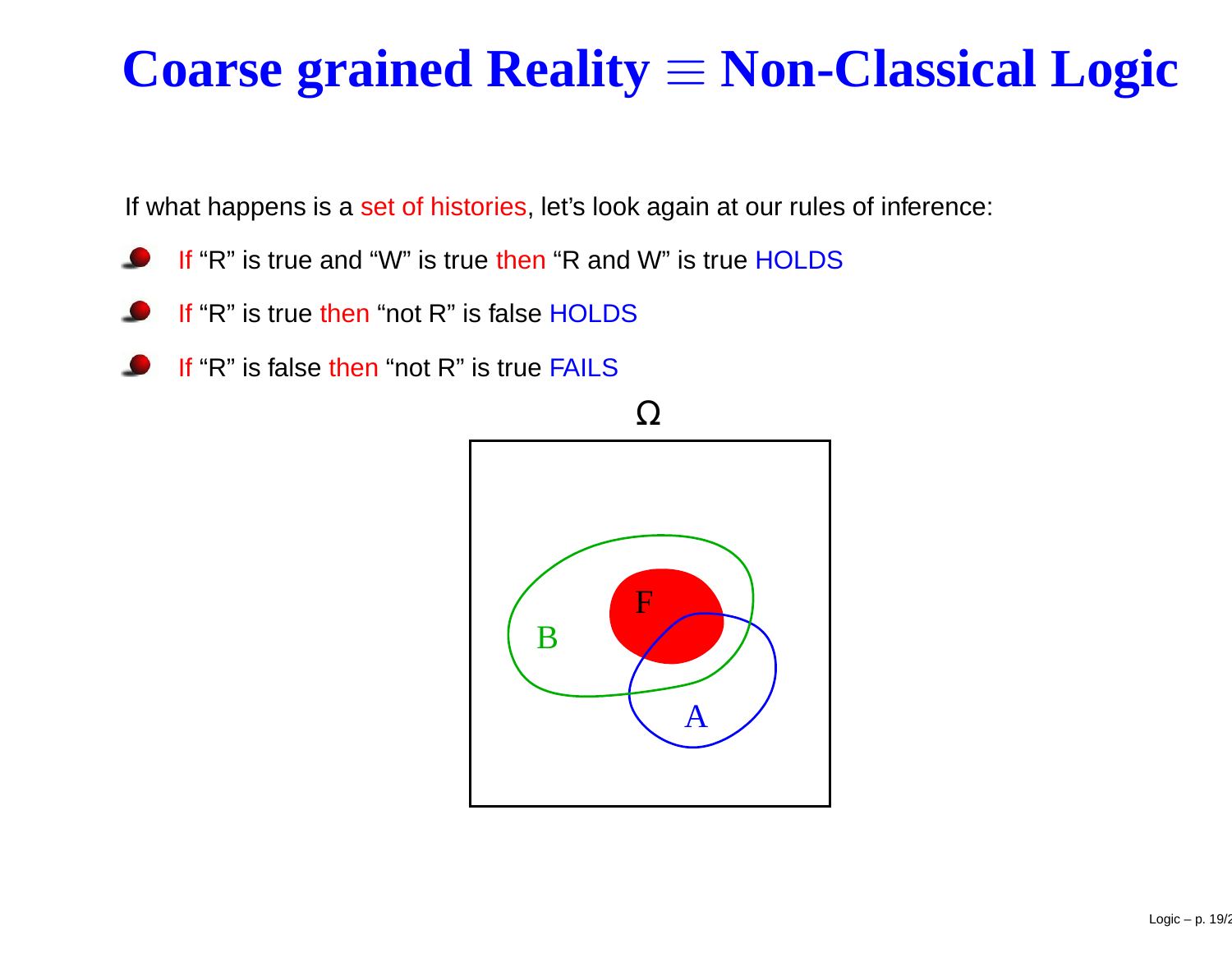# Coarse grained Reality ≡ Non-Classical Logic

If what happens is a set of histories, let's look again at our rules of inference:

- If "R" is true and "W" is true then "R and W" is true HOLDS
- If "R" is true then "not R" is false HOLDS
- If "R" is false then "not R" is true FAILS

$\Omega$

B

F

A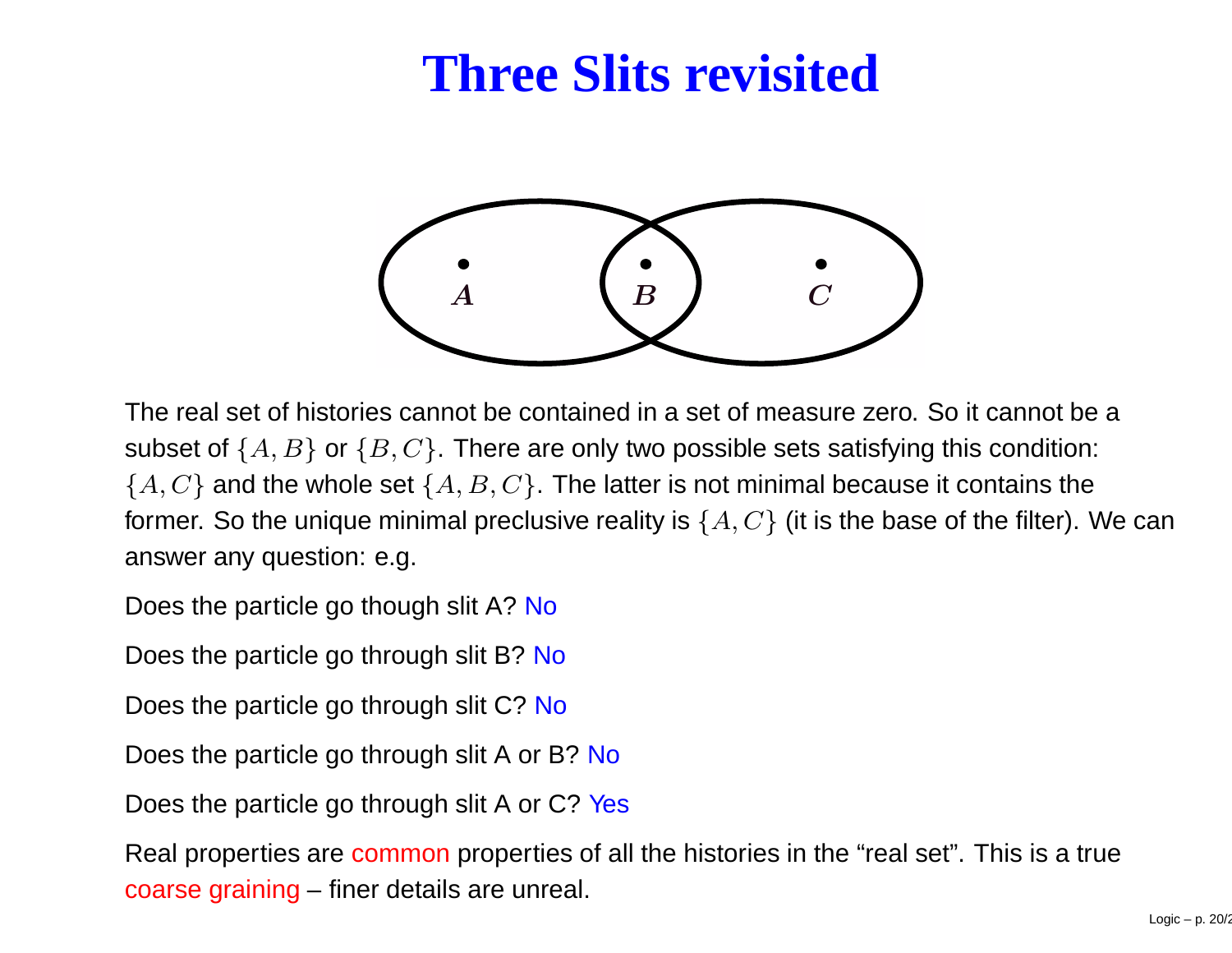# Three Slits revisited

The real set of histories cannot be contained in a set of measure zero. So it cannot be a subset of $\{A, B\}$ or $\{B, C\}$. There are only two possible sets satisfying this condition: $\{A, C\}$ and the whole set $\{A, B, C\}$. The latter is not minimal because it contains the former. So the unique minimal preclusive reality is $\{A, C\}$ (it is the base of the filter). We can answer any question: e.g.

Does the particle go though slit A? No

Does the particle go through slit B? No

Does the particle go through slit C? No

Does the particle go through slit A or B? No

Does the particle go through slit A or C? Yes

Real properties are common properties of all the histories in the "real set". This is a true coarse graining – finer details are unreal.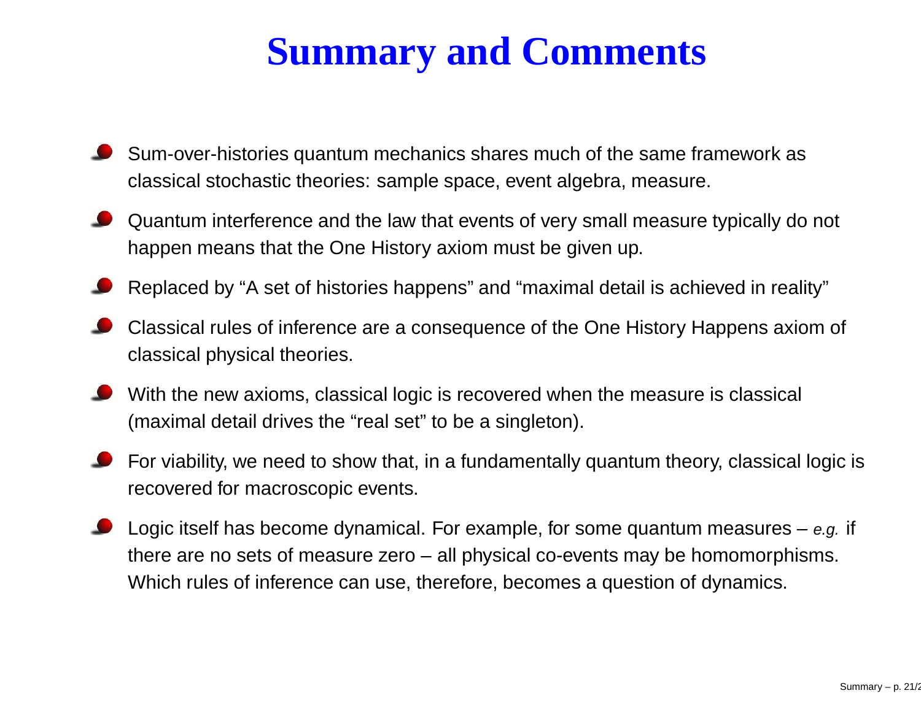# Summary and Comments

- Sum-over-histories quantum mechanics shares much of the same framework as classical stochastic theories: sample space, event algebra, measure.
- Quantum interference and the law that events of very small measure typically do not happen means that the One History axiom must be given up.
- Replaced by “A set of histories happens” and “maximal detail is achieved in reality”
- Classical rules of inference are a consequence of the One History Happens axiom of classical physical theories.
- With the new axioms, classical logic is recovered when the measure is classical (maximal detail drives the “real set” to be a singleton).
- For viability, we need to show that, in a fundamentally quantum theory, classical logic is recovered for macroscopic events.
- Logic itself has become dynamical. For example, for some quantum measures – *e.g.* if there are no sets of measure zero – all physical co-events may be homomorphisms. Which rules of inference can use, therefore, becomes a question of dynamics.